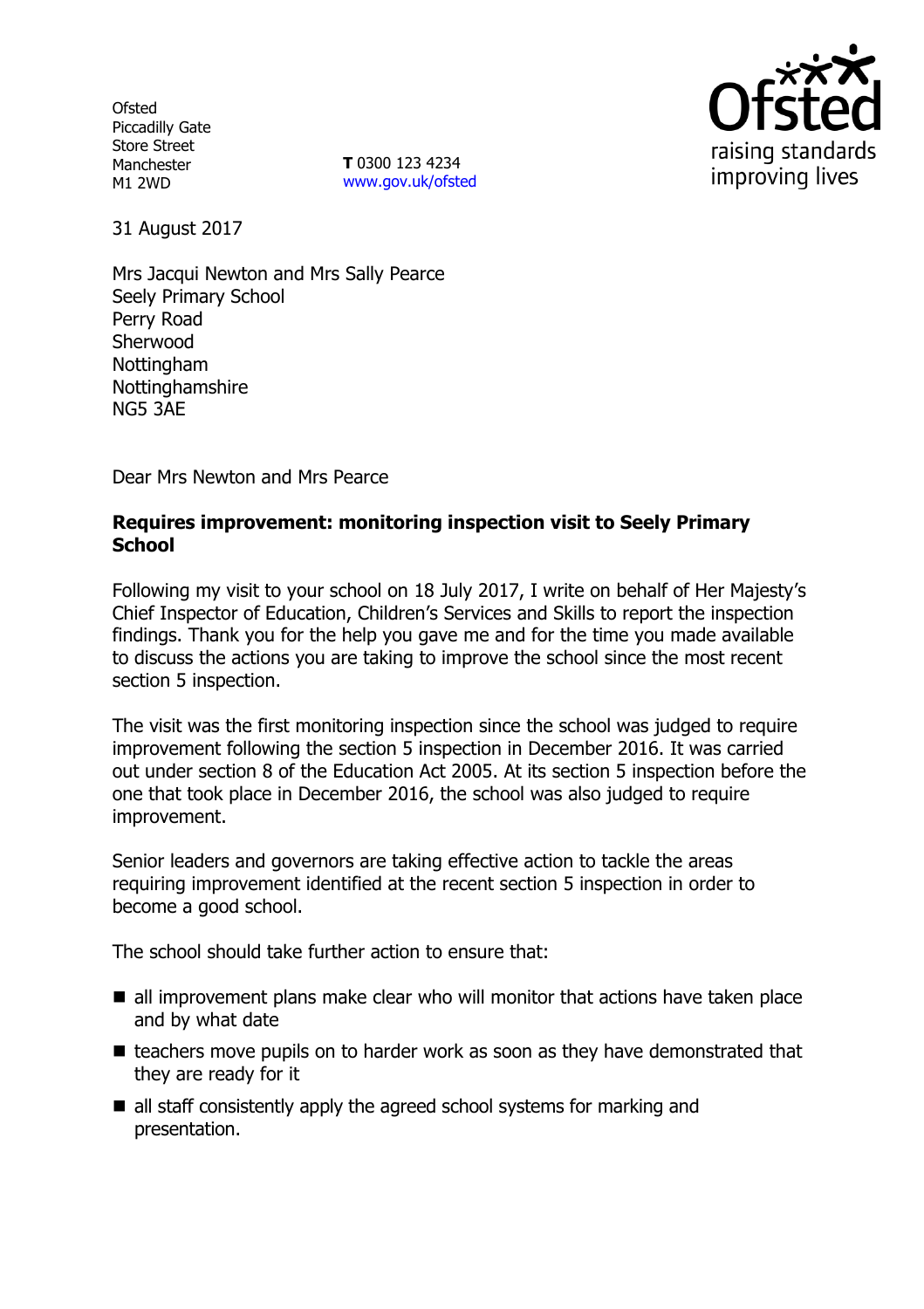Ofsted
Piccadilly Gate
Store Street
Manchester
M1 2WD

**T** 0300 123 4234
www.gov.uk/ofsted

31 August 2017

Mrs Jacqui Newton and Mrs Sally Pearce
Seely Primary School
Perry Road
Sherwood
Nottingham
Nottinghamshire
NG5 3AE

Dear Mrs Newton and Mrs Pearce

**Requires improvement: monitoring inspection visit to Seely Primary School**

Following my visit to your school on 18 July 2017, I write on behalf of Her Majesty's Chief Inspector of Education, Children's Services and Skills to report the inspection findings. Thank you for the help you gave me and for the time you made available to discuss the actions you are taking to improve the school since the most recent section 5 inspection.

The visit was the first monitoring inspection since the school was judged to require improvement following the section 5 inspection in December 2016. It was carried out under section 8 of the Education Act 2005. At its section 5 inspection before the one that took place in December 2016, the school was also judged to require improvement.

Senior leaders and governors are taking effective action to tackle the areas requiring improvement identified at the recent section 5 inspection in order to become a good school.

The school should take further action to ensure that:

- all improvement plans make clear who will monitor that actions have taken place and by what date
- teachers move pupils on to harder work as soon as they have demonstrated that they are ready for it
- all staff consistently apply the agreed school systems for marking and presentation.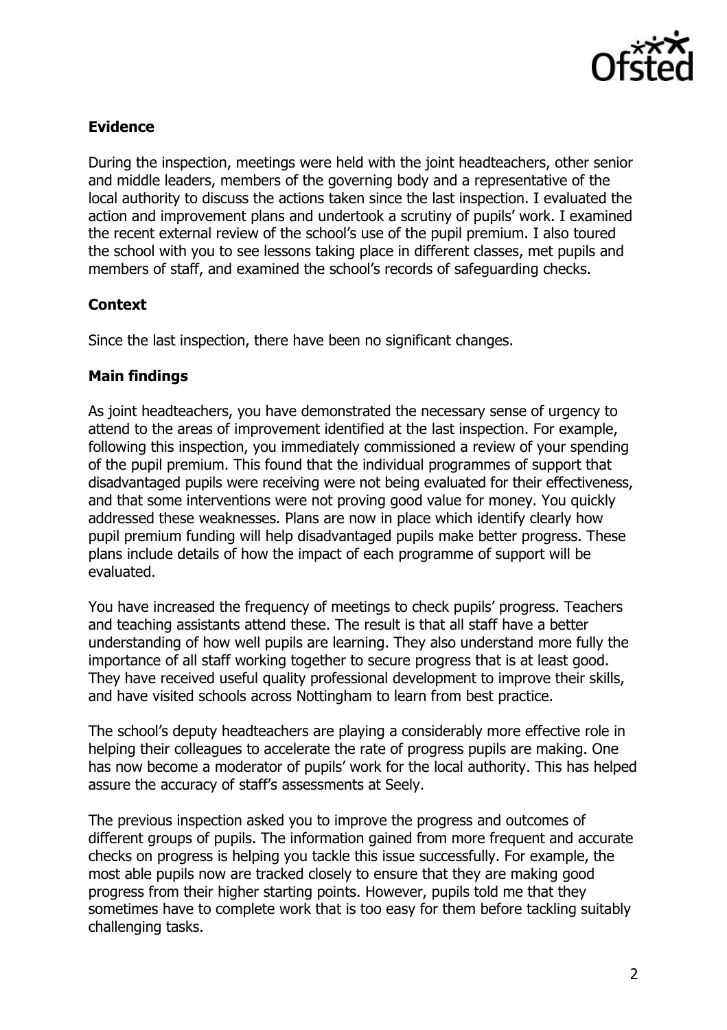## Evidence

During the inspection, meetings were held with the joint headteachers, other senior and middle leaders, members of the governing body and a representative of the local authority to discuss the actions taken since the last inspection. I evaluated the action and improvement plans and undertook a scrutiny of pupils' work. I examined the recent external review of the school's use of the pupil premium. I also toured the school with you to see lessons taking place in different classes, met pupils and members of staff, and examined the school's records of safeguarding checks.

## Context

Since the last inspection, there have been no significant changes.

## Main findings

As joint headteachers, you have demonstrated the necessary sense of urgency to attend to the areas of improvement identified at the last inspection. For example, following this inspection, you immediately commissioned a review of your spending of the pupil premium. This found that the individual programmes of support that disadvantaged pupils were receiving were not being evaluated for their effectiveness, and that some interventions were not proving good value for money. You quickly addressed these weaknesses. Plans are now in place which identify clearly how pupil premium funding will help disadvantaged pupils make better progress. These plans include details of how the impact of each programme of support will be evaluated.

You have increased the frequency of meetings to check pupils' progress. Teachers and teaching assistants attend these. The result is that all staff have a better understanding of how well pupils are learning. They also understand more fully the importance of all staff working together to secure progress that is at least good. They have received useful quality professional development to improve their skills, and have visited schools across Nottingham to learn from best practice.

The school's deputy headteachers are playing a considerably more effective role in helping their colleagues to accelerate the rate of progress pupils are making. One has now become a moderator of pupils' work for the local authority. This has helped assure the accuracy of staff's assessments at Seely.

The previous inspection asked you to improve the progress and outcomes of different groups of pupils. The information gained from more frequent and accurate checks on progress is helping you tackle this issue successfully. For example, the most able pupils now are tracked closely to ensure that they are making good progress from their higher starting points. However, pupils told me that they sometimes have to complete work that is too easy for them before tackling suitably challenging tasks.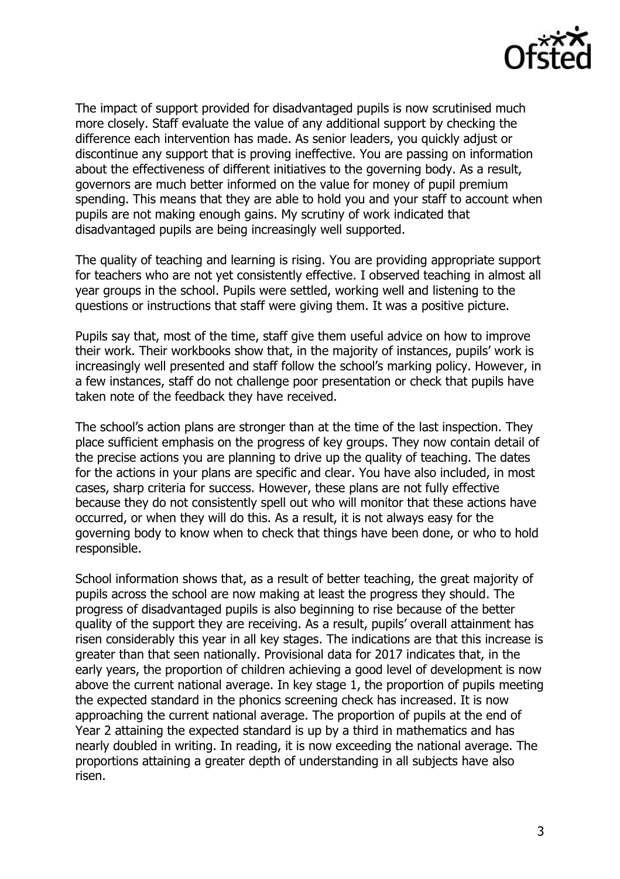The impact of support provided for disadvantaged pupils is now scrutinised much more closely. Staff evaluate the value of any additional support by checking the difference each intervention has made. As senior leaders, you quickly adjust or discontinue any support that is proving ineffective. You are passing on information about the effectiveness of different initiatives to the governing body. As a result, governors are much better informed on the value for money of pupil premium spending. This means that they are able to hold you and your staff to account when pupils are not making enough gains. My scrutiny of work indicated that disadvantaged pupils are being increasingly well supported.

The quality of teaching and learning is rising. You are providing appropriate support for teachers who are not yet consistently effective. I observed teaching in almost all year groups in the school. Pupils were settled, working well and listening to the questions or instructions that staff were giving them. It was a positive picture.

Pupils say that, most of the time, staff give them useful advice on how to improve their work. Their workbooks show that, in the majority of instances, pupils' work is increasingly well presented and staff follow the school's marking policy. However, in a few instances, staff do not challenge poor presentation or check that pupils have taken note of the feedback they have received.

The school's action plans are stronger than at the time of the last inspection. They place sufficient emphasis on the progress of key groups. They now contain detail of the precise actions you are planning to drive up the quality of teaching. The dates for the actions in your plans are specific and clear. You have also included, in most cases, sharp criteria for success. However, these plans are not fully effective because they do not consistently spell out who will monitor that these actions have occurred, or when they will do this. As a result, it is not always easy for the governing body to know when to check that things have been done, or who to hold responsible.

School information shows that, as a result of better teaching, the great majority of pupils across the school are now making at least the progress they should. The progress of disadvantaged pupils is also beginning to rise because of the better quality of the support they are receiving. As a result, pupils' overall attainment has risen considerably this year in all key stages. The indications are that this increase is greater than that seen nationally. Provisional data for 2017 indicates that, in the early years, the proportion of children achieving a good level of development is now above the current national average. In key stage 1, the proportion of pupils meeting the expected standard in the phonics screening check has increased. It is now approaching the current national average. The proportion of pupils at the end of Year 2 attaining the expected standard is up by a third in mathematics and has nearly doubled in writing. In reading, it is now exceeding the national average. The proportions attaining a greater depth of understanding in all subjects have also risen.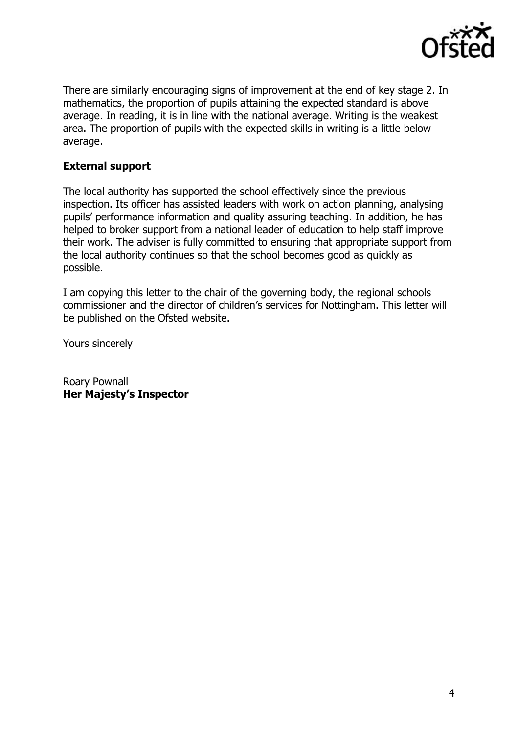There are similarly encouraging signs of improvement at the end of key stage 2. In mathematics, the proportion of pupils attaining the expected standard is above average. In reading, it is in line with the national average. Writing is the weakest area. The proportion of pupils with the expected skills in writing is a little below average.

## External support

The local authority has supported the school effectively since the previous inspection. Its officer has assisted leaders with work on action planning, analysing pupils' performance information and quality assuring teaching. In addition, he has helped to broker support from a national leader of education to help staff improve their work. The adviser is fully committed to ensuring that appropriate support from the local authority continues so that the school becomes good as quickly as possible.

I am copying this letter to the chair of the governing body, the regional schools commissioner and the director of children's services for Nottingham. This letter will be published on the Ofsted website.

Yours sincerely

Roary Pownall
**Her Majesty's Inspector**